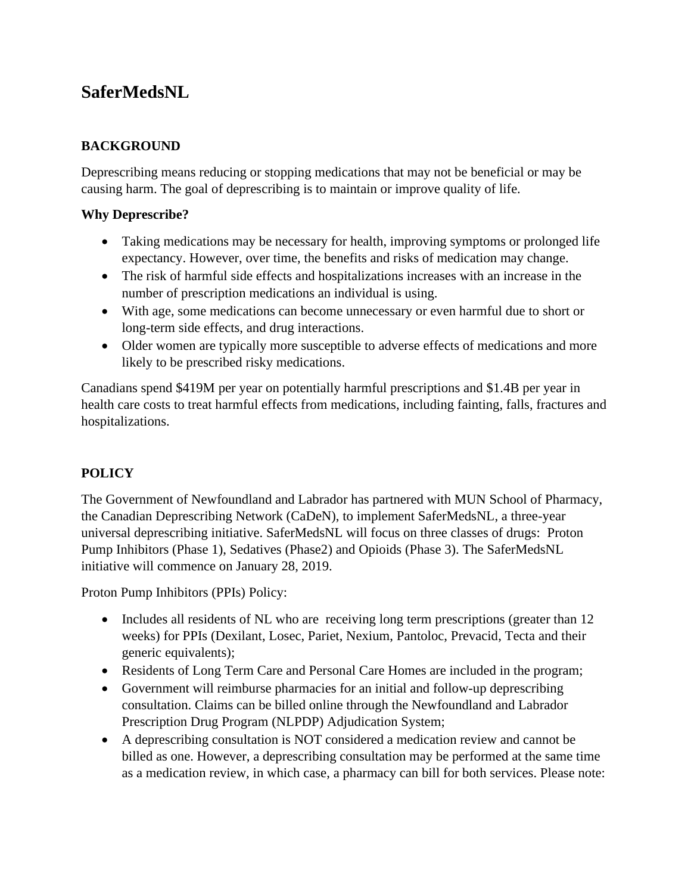# SaferMedsNL

## BACKGROUND

Deprescribing means reducing or stopping medications that may not be beneficial or may be causing harm. The goal of deprescribing is to maintain or improve quality of life.

### Why Deprescribe?

- Taking medications may be necessary for health, improving symptoms or prolonged life expectancy. However, over time, the benefits and risks of medication may change.
- The risk of harmful side effects and hospitalizations increases with an increase in the number of prescription medications an individual is using.
- With age, some medications can become unnecessary or even harmful due to short or long-term side effects, and drug interactions.
- Older women are typically more susceptible to adverse effects of medications and more likely to be prescribed risky medications.

Canadians spend $419M per year on potentially harmful prescriptions and $1.4B per year in health care costs to treat harmful effects from medications, including fainting, falls, fractures and hospitalizations.

## POLICY

The Government of Newfoundland and Labrador has partnered with MUN School of Pharmacy, the Canadian Deprescribing Network (CaDeN), to implement SaferMedsNL, a three-year universal deprescribing initiative. SaferMedsNL will focus on three classes of drugs: Proton Pump Inhibitors (Phase 1), Sedatives (Phase2) and Opioids (Phase 3). The SaferMedsNL initiative will commence on January 28, 2019.

Proton Pump Inhibitors (PPIs) Policy:

- Includes all residents of NL who are receiving long term prescriptions (greater than 12 weeks) for PPIs (Dexilant, Losec, Pariet, Nexium, Pantoloc, Prevacid, Tecta and their generic equivalents);
- Residents of Long Term Care and Personal Care Homes are included in the program;
- Government will reimburse pharmacies for an initial and follow-up deprescribing consultation. Claims can be billed online through the Newfoundland and Labrador Prescription Drug Program (NLPDP) Adjudication System;
- A deprescribing consultation is NOT considered a medication review and cannot be billed as one. However, a deprescribing consultation may be performed at the same time as a medication review, in which case, a pharmacy can bill for both services. Please note: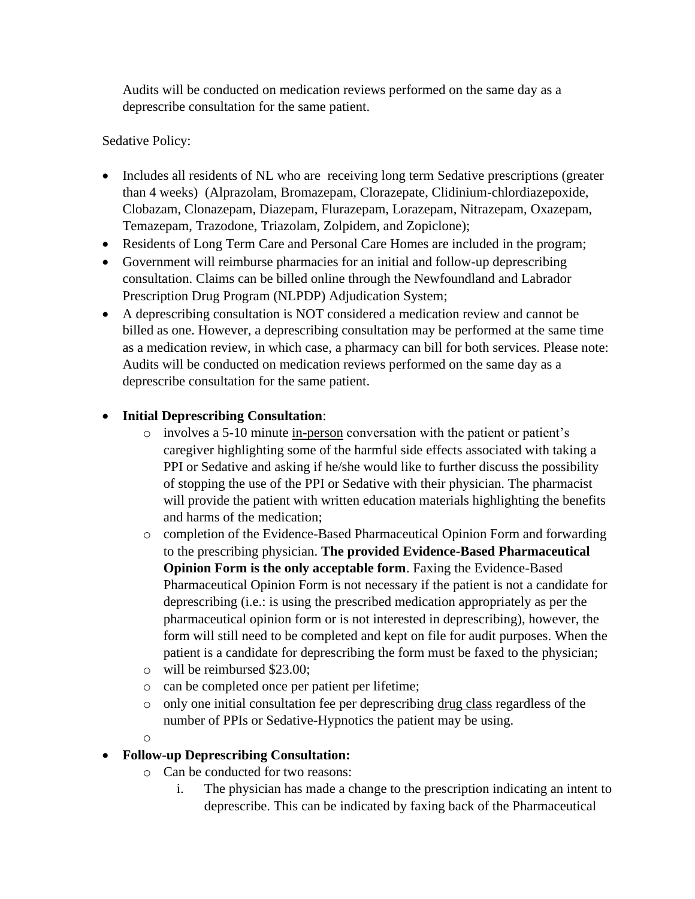Audits will be conducted on medication reviews performed on the same day as a deprescribe consultation for the same patient.

Sedative Policy:

- Includes all residents of NL who are receiving long term Sedative prescriptions (greater than 4 weeks) (Alprazolam, Bromazepam, Clorazepate, Clidinium-chlordiazepoxide, Clobazam, Clonazepam, Diazepam, Flurazepam, Lorazepam, Nitrazepam, Oxazepam, Temazepam, Trazodone, Triazolam, Zolpidem, and Zopiclone);
- Residents of Long Term Care and Personal Care Homes are included in the program;
- Government will reimburse pharmacies for an initial and follow-up deprescribing consultation. Claims can be billed online through the Newfoundland and Labrador Prescription Drug Program (NLPDP) Adjudication System;
- A deprescribing consultation is NOT considered a medication review and cannot be billed as one. However, a deprescribing consultation may be performed at the same time as a medication review, in which case, a pharmacy can bill for both services. Please note: Audits will be conducted on medication reviews performed on the same day as a deprescribe consultation for the same patient.

- **Initial Deprescribing Consultation**:
  - involves a 5-10 minute in-person conversation with the patient or patient's caregiver highlighting some of the harmful side effects associated with taking a PPI or Sedative and asking if he/she would like to further discuss the possibility of stopping the use of the PPI or Sedative with their physician. The pharmacist will provide the patient with written education materials highlighting the benefits and harms of the medication;
  - completion of the Evidence-Based Pharmaceutical Opinion Form and forwarding to the prescribing physician. **The provided Evidence-Based Pharmaceutical Opinion Form is the only acceptable form**. Faxing the Evidence-Based Pharmaceutical Opinion Form is not necessary if the patient is not a candidate for deprescribing (i.e.: is using the prescribed medication appropriately as per the pharmaceutical opinion form or is not interested in deprescribing), however, the form will still need to be completed and kept on file for audit purposes. When the patient is a candidate for deprescribing the form must be faxed to the physician;
  - will be reimbursed $23.00;
  - can be completed once per patient per lifetime;
  - only one initial consultation fee per deprescribing drug class regardless of the number of PPIs or Sedative-Hypnotics the patient may be using.

- **Follow-up Deprescribing Consultation:**
  - Can be conducted for two reasons:
    1. The physician has made a change to the prescription indicating an intent to deprescribe. This can be indicated by faxing back of the Pharmaceutical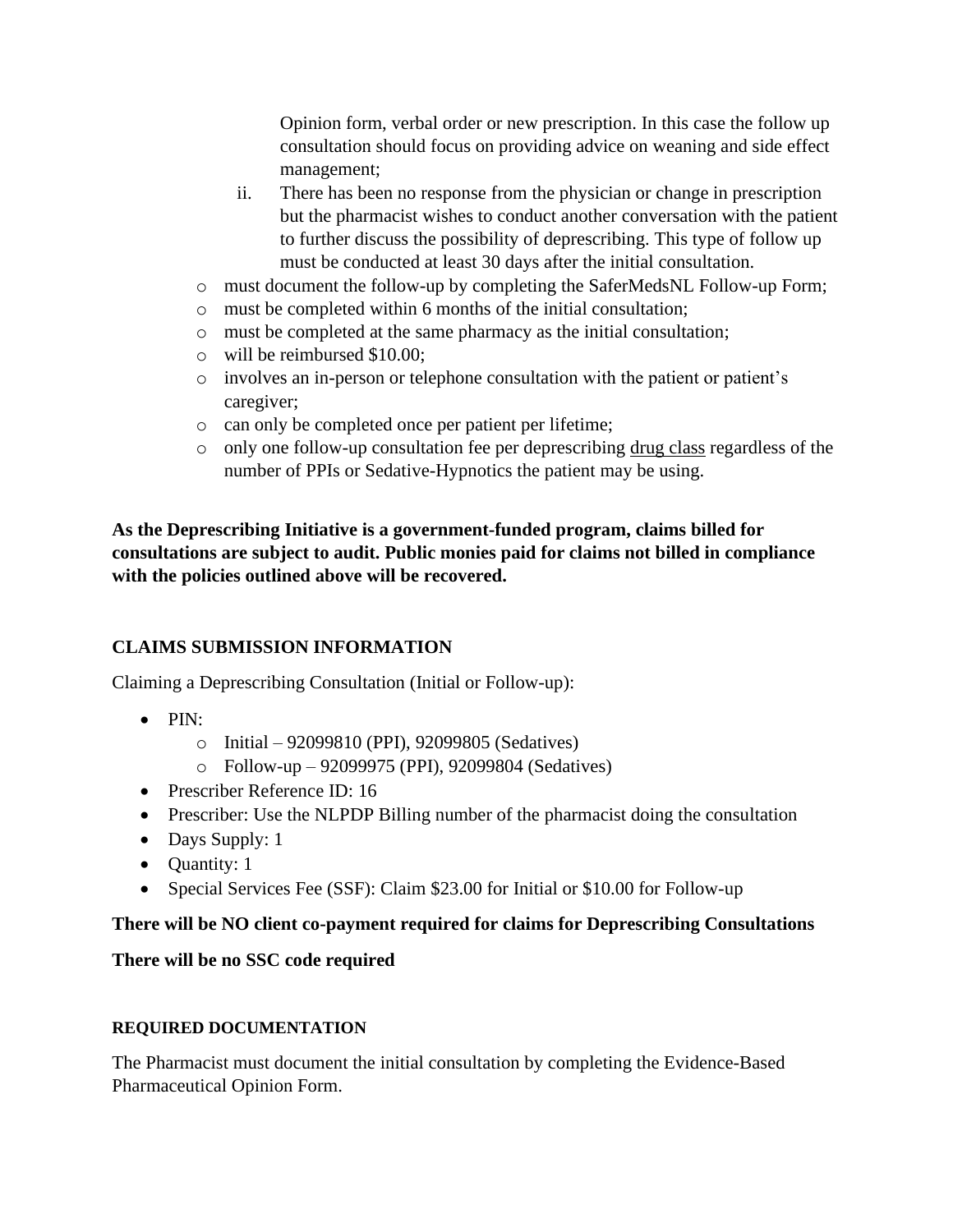Opinion form, verbal order or new prescription. In this case the follow up consultation should focus on providing advice on weaning and side effect management;

ii. There has been no response from the physician or change in prescription but the pharmacist wishes to conduct another conversation with the patient to further discuss the possibility of deprescribing. This type of follow up must be conducted at least 30 days after the initial consultation.

- must document the follow-up by completing the SaferMedsNL Follow-up Form;
- must be completed within 6 months of the initial consultation;
- must be completed at the same pharmacy as the initial consultation;
- will be reimbursed $10.00;
- involves an in-person or telephone consultation with the patient or patient's caregiver;
- can only be completed once per patient per lifetime;
- only one follow-up consultation fee per deprescribing drug class regardless of the number of PPIs or Sedative-Hypnotics the patient may be using.

**As the Deprescribing Initiative is a government-funded program, claims billed for consultations are subject to audit. Public monies paid for claims not billed in compliance with the policies outlined above will be recovered.**

## CLAIMS SUBMISSION INFORMATION

Claiming a Deprescribing Consultation (Initial or Follow-up):

- PIN:
  - Initial – 92099810 (PPI), 92099805 (Sedatives)
  - Follow-up – 92099975 (PPI), 92099804 (Sedatives)
- Prescriber Reference ID: 16
- Prescriber: Use the NLPDP Billing number of the pharmacist doing the consultation
- Days Supply: 1
- Quantity: 1
- Special Services Fee (SSF): Claim $23.00 for Initial or $10.00 for Follow-up

**There will be NO client co-payment required for claims for Deprescribing Consultations**

**There will be no SSC code required**

### REQUIRED DOCUMENTATION

The Pharmacist must document the initial consultation by completing the Evidence-Based Pharmaceutical Opinion Form.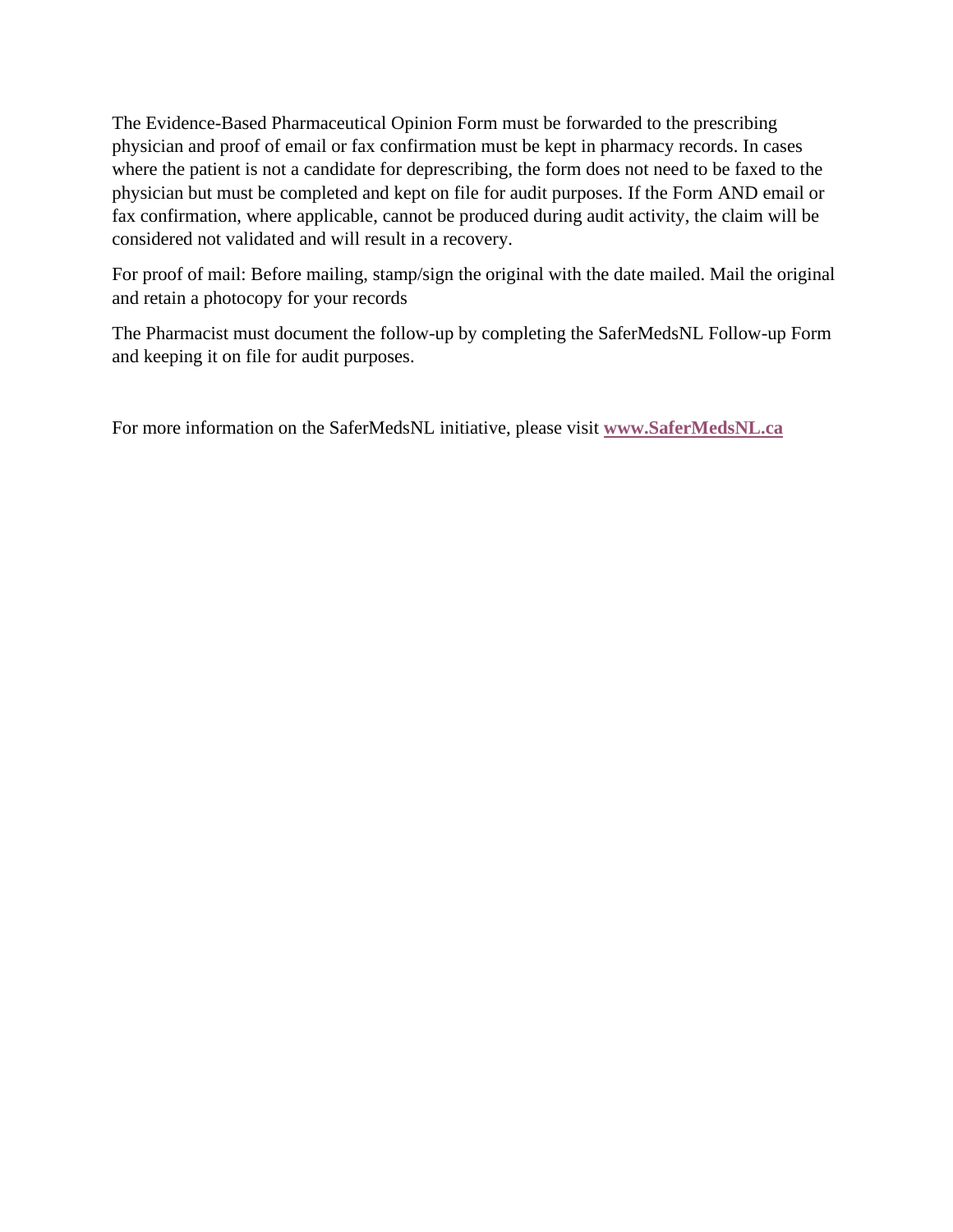The Evidence-Based Pharmaceutical Opinion Form must be forwarded to the prescribing physician and proof of email or fax confirmation must be kept in pharmacy records. In cases where the patient is not a candidate for deprescribing, the form does not need to be faxed to the physician but must be completed and kept on file for audit purposes. If the Form AND email or fax confirmation, where applicable, cannot be produced during audit activity, the claim will be considered not validated and will result in a recovery.

For proof of mail: Before mailing, stamp/sign the original with the date mailed. Mail the original and retain a photocopy for your records

The Pharmacist must document the follow-up by completing the SaferMedsNL Follow-up Form and keeping it on file for audit purposes.

For more information on the SaferMedsNL initiative, please visit **www.SaferMedsNL.ca**